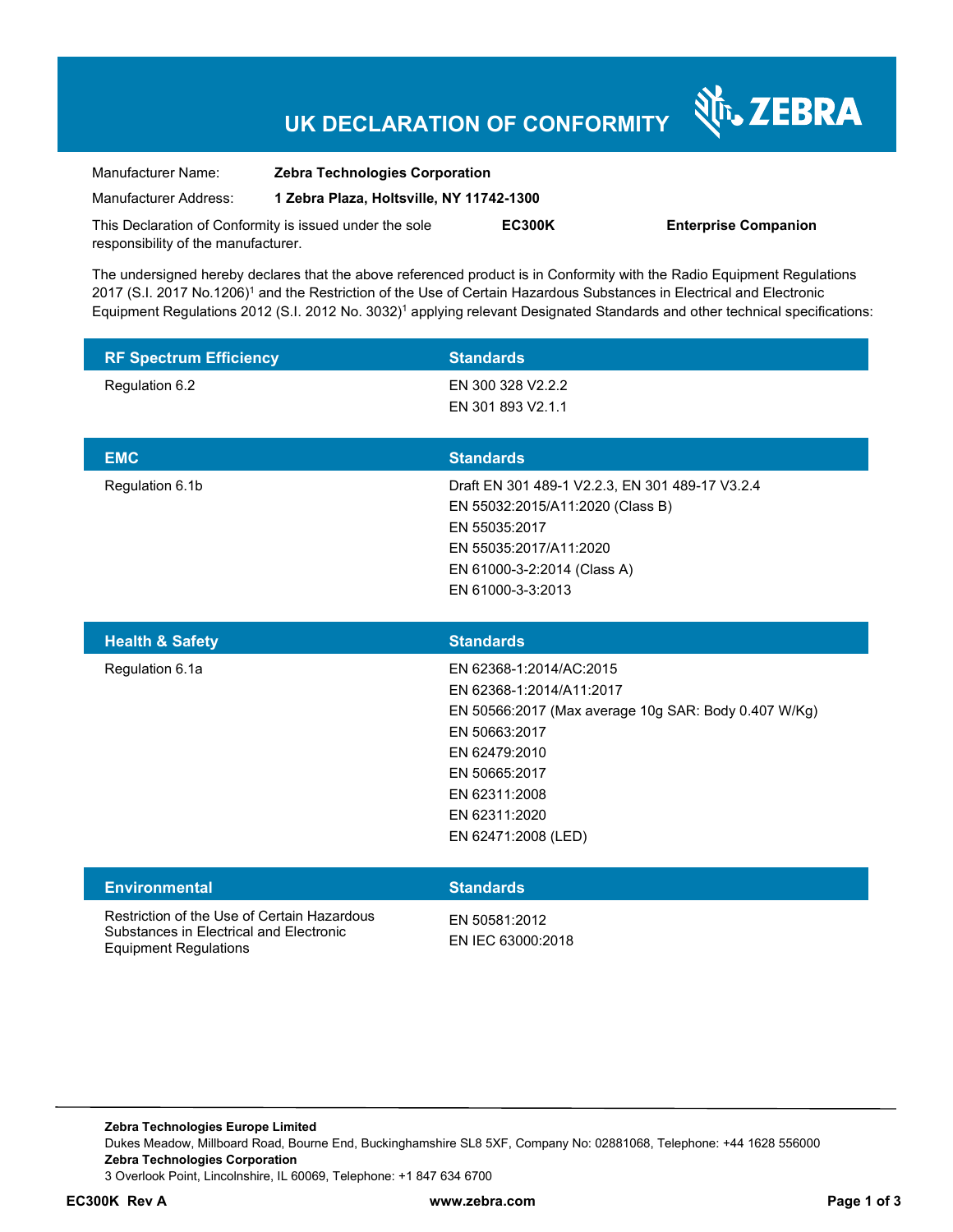# UK DECLARATION OF CONFORMITY

ZEBRA

Manufacturer Name: **Zebra Technologies Corporation**

Manufacturer Address: **1 Zebra Plaza, Holtsville, NY 11742-1300**

This Declaration of Conformity is issued under the sole responsibility of the manufacturer. **EC300K** **Enterprise Companion**

The undersigned hereby declares that the above referenced product is in Conformity with the Radio Equipment Regulations 2017 (S.I. 2017 No.1206)[1] and the Restriction of the Use of Certain Hazardous Substances in Electrical and Electronic Equipment Regulations 2012 (S.I. 2012 No. 3032)[1] applying relevant Designated Standards and other technical specifications:

| RF Spectrum Efficiency | Standards |
|---|---|
| Regulation 6.2 | EN 300 328 V2.2.2<br>EN 301 893 V2.1.1 |

| EMC | Standards |
|---|---|
| Regulation 6.1b | Draft EN 301 489-1 V2.2.3, EN 301 489-17 V3.2.4<br>EN 55032:2015/A11:2020 (Class B)<br>EN 55035:2017<br>EN 55035:2017/A11:2020<br>EN 61000-3-2:2014 (Class A)<br>EN 61000-3-3:2013 |

| Health & Safety | Standards |
|---|---|
| Regulation 6.1a | EN 62368-1:2014/AC:2015<br>EN 62368-1:2014/A11:2017<br>EN 50566:2017 (Max average 10g SAR: Body 0.407 W/Kg)<br>EN 50663:2017<br>EN 62479:2010<br>EN 50665:2017<br>EN 62311:2008<br>EN 62311:2020<br>EN 62471:2008 (LED) |

| Environmental | Standards |
|---|---|
| Restriction of the Use of Certain Hazardous Substances in Electrical and Electronic Equipment Regulations | EN 50581:2012<br>EN IEC 63000:2018 |

**Zebra Technologies Europe Limited**
Dukes Meadow, Millboard Road, Bourne End, Buckinghamshire SL8 5XF, Company No: 02881068, Telephone: +44 1628 556000
**Zebra Technologies Corporation**
3 Overlook Point, Lincolnshire, IL 60069, Telephone: +1 847 634 6700

**EC300K Rev A** **www.zebra.com**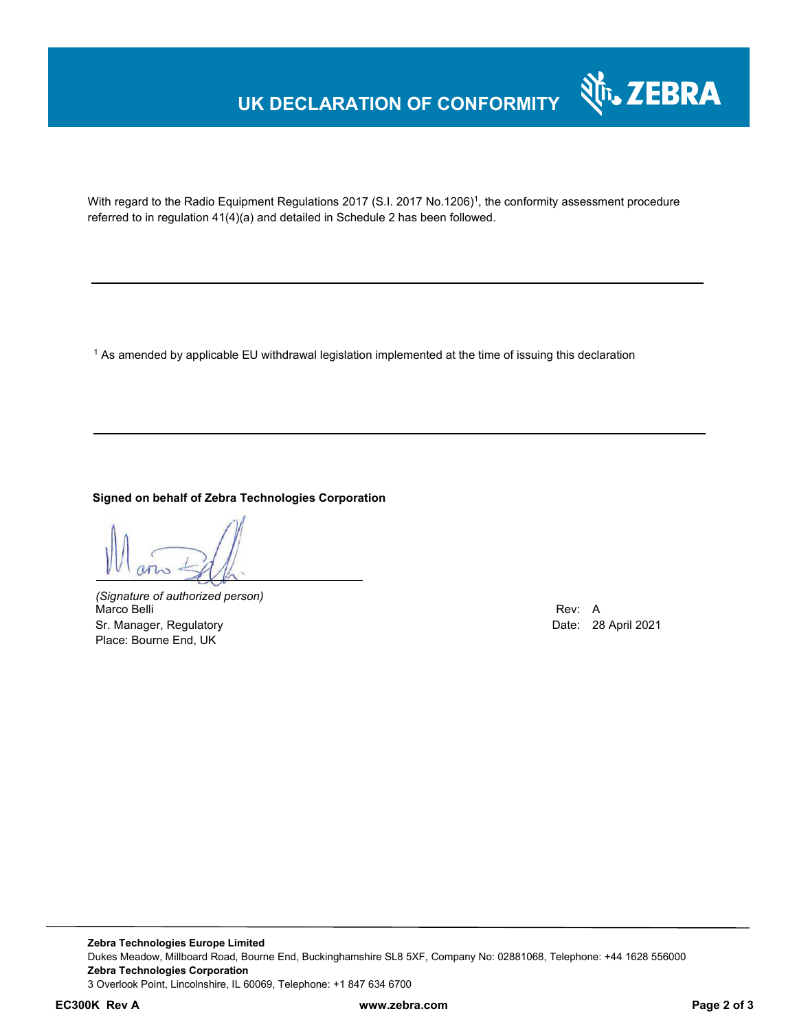# UK DECLARATION OF CONFORMITY

With regard to the Radio Equipment Regulations 2017 (S.I. 2017 No.1206)[1], the conformity assessment procedure referred to in regulation 41(4)(a) and detailed in Schedule 2 has been followed.

---

[1] As amended by applicable EU withdrawal legislation implemented at the time of issuing this declaration

---

**Signed on behalf of Zebra Technologies Corporation**

*(Signature of authorized person)*
Marco Belli
Sr. Manager, Regulatory
Place: Bourne End, UK

Rev: A
Date: 28 April 2021

---

**Zebra Technologies Europe Limited**
Dukes Meadow, Millboard Road, Bourne End, Buckinghamshire SL8 5XF, Company No: 02881068, Telephone: +44 1628 556000
**Zebra Technologies Corporation**
3 Overlook Point, Lincolnshire, IL 60069, Telephone: +1 847 634 6700

**EC300K Rev A** **www.zebra.com**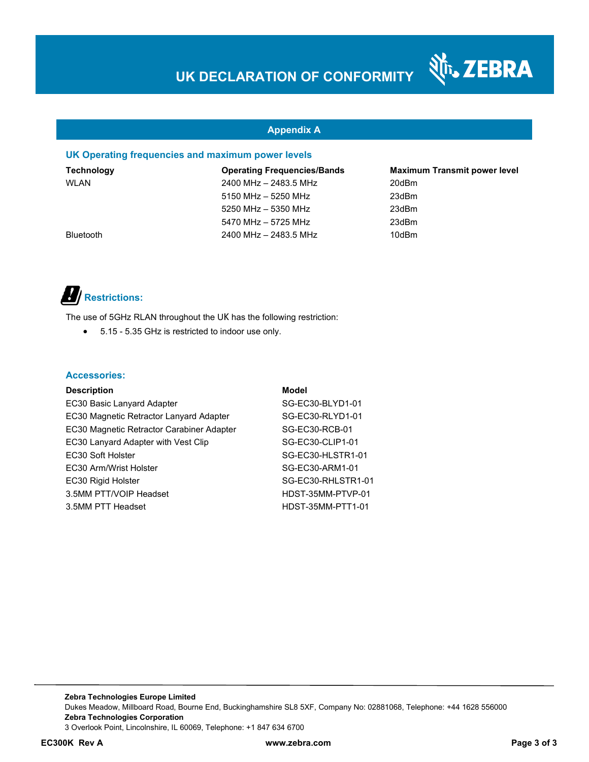# UK DECLARATION OF CONFORMITY

## Appendix A

### UK Operating frequencies and maximum power levels

| Technology | Operating Frequencies/Bands | Maximum Transmit power level |
|---|---|---|
| WLAN | 2400 MHz – 2483.5 MHz | 20dBm |
| | 5150 MHz – 5250 MHz | 23dBm |
| | 5250 MHz – 5350 MHz | 23dBm |
| | 5470 MHz – 5725 MHz | 23dBm |
| Bluetooth | 2400 MHz – 2483.5 MHz | 10dBm |

### Restrictions:

The use of 5GHz RLAN throughout the UK has the following restriction:

- 5.15 - 5.35 GHz is restricted to indoor use only.

### Accessories:

| Description | Model |
|---|---|
| EC30 Basic Lanyard Adapter | SG-EC30-BLYD1-01 |
| EC30 Magnetic Retractor Lanyard Adapter | SG-EC30-RLYD1-01 |
| EC30 Magnetic Retractor Carabiner Adapter | SG-EC30-RCB-01 |
| EC30 Lanyard Adapter with Vest Clip | SG-EC30-CLIP1-01 |
| EC30 Soft Holster | SG-EC30-HLSTR1-01 |
| EC30 Arm/Wrist Holster | SG-EC30-ARM1-01 |
| EC30 Rigid Holster | SG-EC30-RHLSTR1-01 |
| 3.5MM PTT/VOIP Headset | HDST-35MM-PTVP-01 |
| 3.5MM PTT Headset | HDST-35MM-PTT1-01 |

**Zebra Technologies Europe Limited**
Dukes Meadow, Millboard Road, Bourne End, Buckinghamshire SL8 5XF, Company No: 02881068, Telephone: +44 1628 556000
**Zebra Technologies Corporation**
3 Overlook Point, Lincolnshire, IL 60069, Telephone: +1 847 634 6700

**EC300K Rev A** **www.zebra.com**